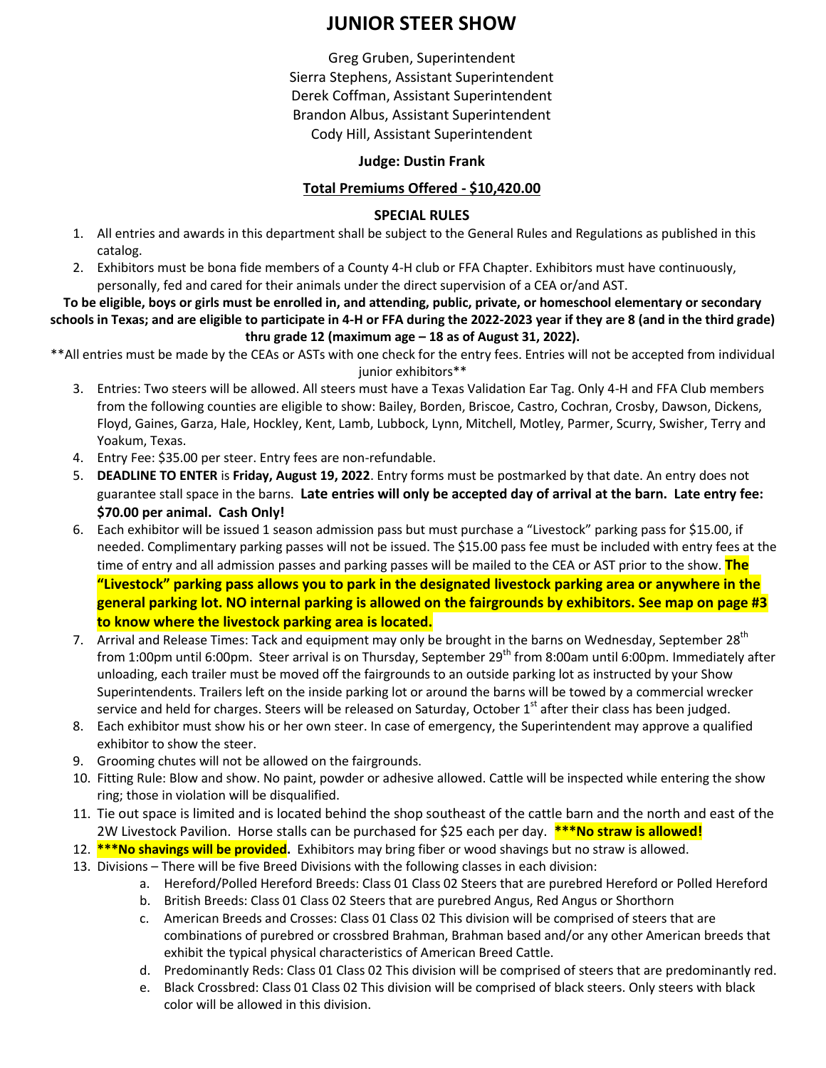# JUNIOR STEER SHOW

Greg Gruben, Superintendent
Sierra Stephens, Assistant Superintendent
Derek Coffman, Assistant Superintendent
Brandon Albus, Assistant Superintendent
Cody Hill, Assistant Superintendent

**Judge: Dustin Frank**

**Total Premiums Offered - $10,420.00**

**SPECIAL RULES**

1. All entries and awards in this department shall be subject to the General Rules and Regulations as published in this catalog.
2. Exhibitors must be bona fide members of a County 4-H club or FFA Chapter. Exhibitors must have continuously, personally, fed and cared for their animals under the direct supervision of a CEA or/and AST.

**To be eligible, boys or girls must be enrolled in, and attending, public, private, or homeschool elementary or secondary schools in Texas; and are eligible to participate in 4-H or FFA during the 2022-2023 year if they are 8 (and in the third grade) thru grade 12 (maximum age – 18 as of August 31, 2022).**

**All entries must be made by the CEAs or ASTs with one check for the entry fees. Entries will not be accepted from individual junior exhibitors**

3. Entries: Two steers will be allowed. All steers must have a Texas Validation Ear Tag. Only 4-H and FFA Club members from the following counties are eligible to show: Bailey, Borden, Briscoe, Castro, Cochran, Crosby, Dawson, Dickens, Floyd, Gaines, Garza, Hale, Hockley, Kent, Lamb, Lubbock, Lynn, Mitchell, Motley, Parmer, Scurry, Swisher, Terry and Yoakum, Texas.
4. Entry Fee: $35.00 per steer. Entry fees are non-refundable.
5. **DEADLINE TO ENTER** is **Friday, August 19, 2022**. Entry forms must be postmarked by that date. An entry does not guarantee stall space in the barns. **Late entries will only be accepted day of arrival at the barn. Late entry fee: $70.00 per animal. Cash Only!**
6. Each exhibitor will be issued 1 season admission pass but must purchase a "Livestock" parking pass for $15.00, if needed. Complimentary parking passes will not be issued. The $15.00 pass fee must be included with entry fees at the time of entry and all admission passes and parking passes will be mailed to the CEA or AST prior to the show. **The "Livestock" parking pass allows you to park in the designated livestock parking area or anywhere in the general parking lot. NO internal parking is allowed on the fairgrounds by exhibitors. See map on page #3 to know where the livestock parking area is located.**
7. Arrival and Release Times: Tack and equipment may only be brought in the barns on Wednesday, September 28th from 1:00pm until 6:00pm. Steer arrival is on Thursday, September 29th from 8:00am until 6:00pm. Immediately after unloading, each trailer must be moved off the fairgrounds to an outside parking lot as instructed by your Show Superintendents. Trailers left on the inside parking lot or around the barns will be towed by a commercial wrecker service and held for charges. Steers will be released on Saturday, October 1st after their class has been judged.
8. Each exhibitor must show his or her own steer. In case of emergency, the Superintendent may approve a qualified exhibitor to show the steer.
9. Grooming chutes will not be allowed on the fairgrounds.
10. Fitting Rule: Blow and show. No paint, powder or adhesive allowed. Cattle will be inspected while entering the show ring; those in violation will be disqualified.
11. Tie out space is limited and is located behind the shop southeast of the cattle barn and the north and east of the 2W Livestock Pavilion. Horse stalls can be purchased for $25 each per day. **\*\*\*No straw is allowed!**
12. **\*\*\*No shavings will be provided.** Exhibitors may bring fiber or wood shavings but no straw is allowed.
13. Divisions – There will be five Breed Divisions with the following classes in each division:
    a. Hereford/Polled Hereford Breeds: Class 01 Class 02 Steers that are purebred Hereford or Polled Hereford
    b. British Breeds: Class 01 Class 02 Steers that are purebred Angus, Red Angus or Shorthorn
    c. American Breeds and Crosses: Class 01 Class 02 This division will be comprised of steers that are combinations of purebred or crossbred Brahman, Brahman based and/or any other American breeds that exhibit the typical physical characteristics of American Breed Cattle.
    d. Predominantly Reds: Class 01 Class 02 This division will be comprised of steers that are predominantly red.
    e. Black Crossbred: Class 01 Class 02 This division will be comprised of black steers. Only steers with black color will be allowed in this division.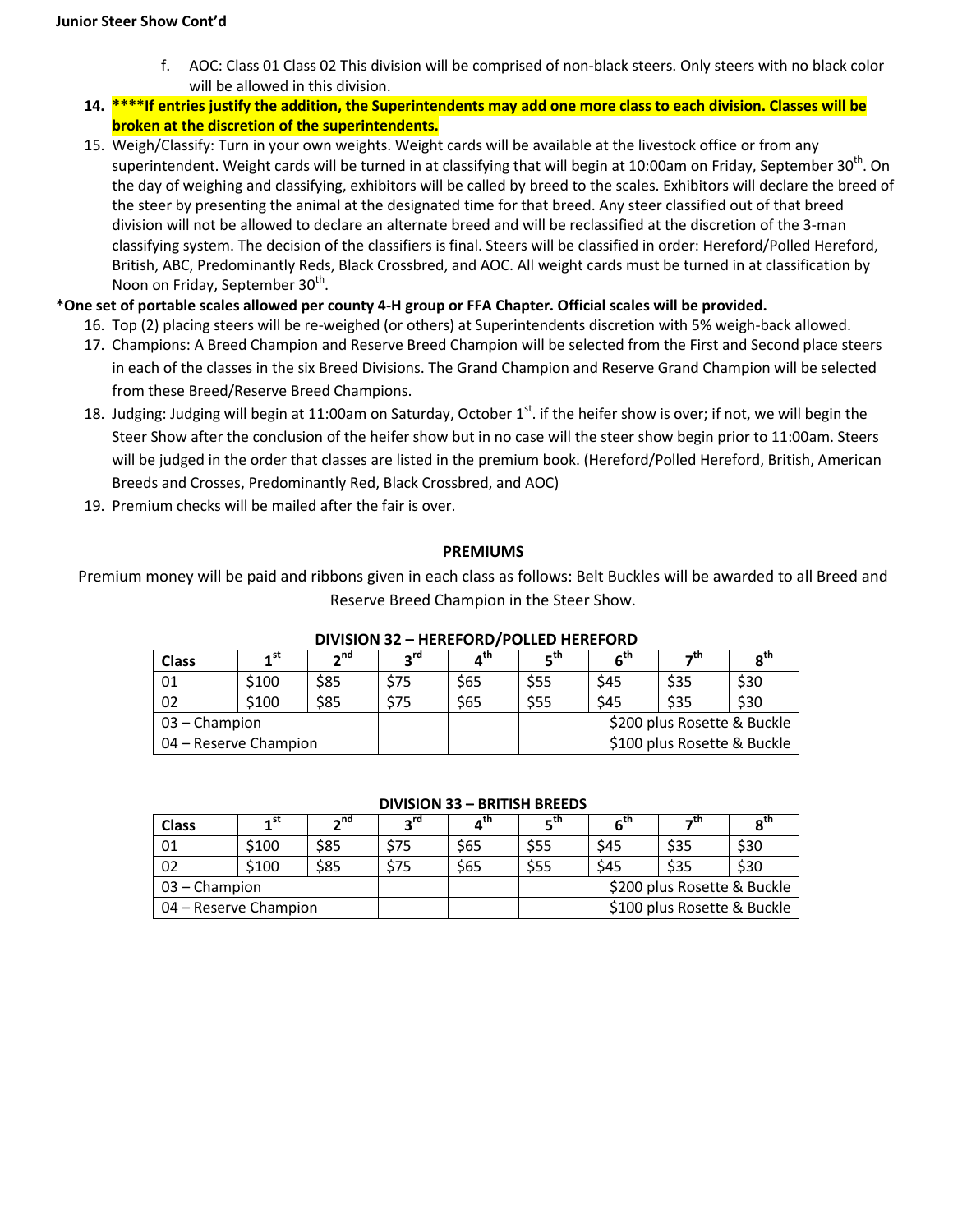**Junior Steer Show Cont'd**

f. AOC: Class 01 Class 02 This division will be comprised of non-black steers. Only steers with no black color will be allowed in this division.

14. **\****If entries justify the addition, the Superintendents may add one more class to each division. Classes will be broken at the discretion of the superintendents.**
15. Weigh/Classify: Turn in your own weights. Weight cards will be available at the livestock office or from any superintendent. Weight cards will be turned in at classifying that will begin at 10:00am on Friday, September 30th. On the day of weighing and classifying, exhibitors will be called by breed to the scales. Exhibitors will declare the breed of the steer by presenting the animal at the designated time for that breed. Any steer classified out of that breed division will not be allowed to declare an alternate breed and will be reclassified at the discretion of the 3-man classifying system. The decision of the classifiers is final. Steers will be classified in order: Hereford/Polled Hereford, British, ABC, Predominantly Reds, Black Crossbred, and AOC. All weight cards must be turned in at classification by Noon on Friday, September 30th.

**\*One set of portable scales allowed per county 4-H group or FFA Chapter. Official scales will be provided.**

16. Top (2) placing steers will be re-weighed (or others) at Superintendents discretion with 5% weigh-back allowed.
17. Champions: A Breed Champion and Reserve Breed Champion will be selected from the First and Second place steers in each of the classes in the six Breed Divisions. The Grand Champion and Reserve Grand Champion will be selected from these Breed/Reserve Breed Champions.
18. Judging: Judging will begin at 11:00am on Saturday, October 1st. if the heifer show is over; if not, we will begin the Steer Show after the conclusion of the heifer show but in no case will the steer show begin prior to 11:00am. Steers will be judged in the order that classes are listed in the premium book. (Hereford/Polled Hereford, British, American Breeds and Crosses, Predominantly Red, Black Crossbred, and AOC)
19. Premium checks will be mailed after the fair is over.

## PREMIUMS

Premium money will be paid and ribbons given in each class as follows: Belt Buckles will be awarded to all Breed and Reserve Breed Champion in the Steer Show.

**DIVISION 32 – HEREFORD/POLLED HEREFORD**

| Class | 1st | 2nd | 3rd | 4th | 5th | 6th | 7th | 8th |
|---|---|---|---|---|---|---|---|---|
| 01 | $100 | $85 | $75 | $65 | $55 | $45 | $35 | $30 |
| 02 | $100 | $85 | $75 | $65 | $55 | $45 | $35 | $30 |
| 03 – Champion | | | | | $200 plus Rosette & Buckle | | | |
| 04 – Reserve Champion | | | | | $100 plus Rosette & Buckle | | | |

**DIVISION 33 – BRITISH BREEDS**

| Class | 1st | 2nd | 3rd | 4th | 5th | 6th | 7th | 8th |
|---|---|---|---|---|---|---|---|---|
| 01 | $100 | $85 | $75 | $65 | $55 | $45 | $35 | $30 |
| 02 | $100 | $85 | $75 | $65 | $55 | $45 | $35 | $30 |
| 03 – Champion | | | | | $200 plus Rosette & Buckle | | | |
| 04 – Reserve Champion | | | | | $100 plus Rosette & Buckle | | | |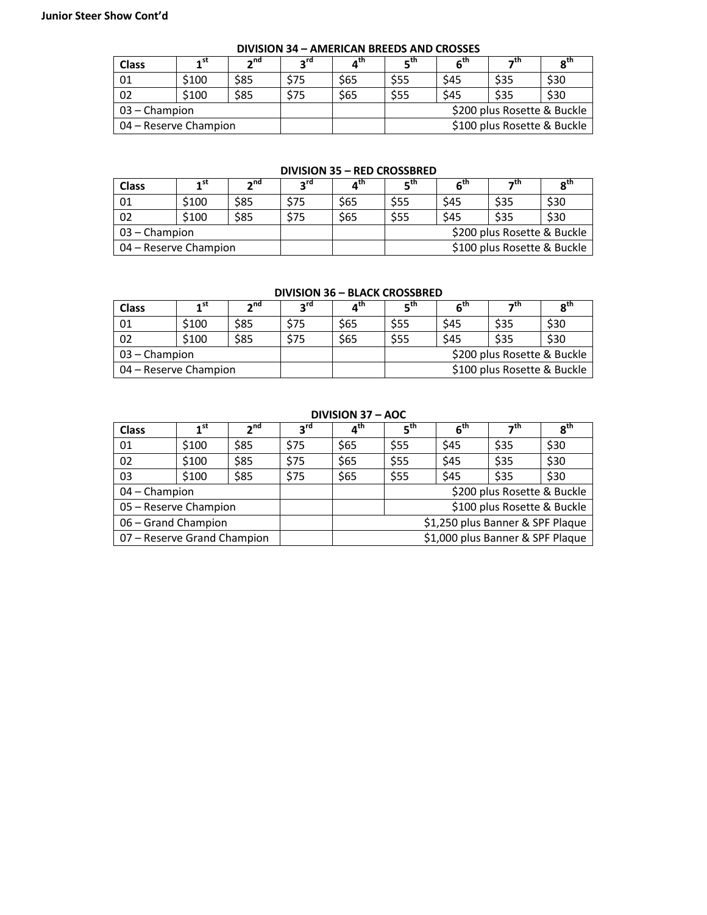**Junior Steer Show Cont'd**

**DIVISION 34 – AMERICAN BREEDS AND CROSSES**

| Class | 1st | 2nd | 3rd | 4th | 5th | 6th | 7th | 8th |
|---|---|---|---|---|---|---|---|---|
| 01 | $100 | $85 | $75 | $65 | $55 | $45 | $35 | $30 |
| 02 | $100 | $85 | $75 | $65 | $55 | $45 | $35 | $30 |
| 03 – Champion | | | | | $200 plus Rosette & Buckle | | | |
| 04 – Reserve Champion | | | | | $100 plus Rosette & Buckle | | | |

**DIVISION 35 – RED CROSSBRED**

| Class | 1st | 2nd | 3rd | 4th | 5th | 6th | 7th | 8th |
|---|---|---|---|---|---|---|---|---|
| 01 | $100 | $85 | $75 | $65 | $55 | $45 | $35 | $30 |
| 02 | $100 | $85 | $75 | $65 | $55 | $45 | $35 | $30 |
| 03 – Champion | | | | | $200 plus Rosette & Buckle | | | |
| 04 – Reserve Champion | | | | | $100 plus Rosette & Buckle | | | |

**DIVISION 36 – BLACK CROSSBRED**

| Class | 1st | 2nd | 3rd | 4th | 5th | 6th | 7th | 8th |
|---|---|---|---|---|---|---|---|---|
| 01 | $100 | $85 | $75 | $65 | $55 | $45 | $35 | $30 |
| 02 | $100 | $85 | $75 | $65 | $55 | $45 | $35 | $30 |
| 03 – Champion | | | | | $200 plus Rosette & Buckle | | | |
| 04 – Reserve Champion | | | | | $100 plus Rosette & Buckle | | | |

**DIVISION 37 – AOC**

| Class | 1st | 2nd | 3rd | 4th | 5th | 6th | 7th | 8th |
|---|---|---|---|---|---|---|---|---|
| 01 | $100 | $85 | $75 | $65 | $55 | $45 | $35 | $30 |
| 02 | $100 | $85 | $75 | $65 | $55 | $45 | $35 | $30 |
| 03 | $100 | $85 | $75 | $65 | $55 | $45 | $35 | $30 |
| 04 – Champion | | | | | $200 plus Rosette & Buckle | | | |
| 05 – Reserve Champion | | | | | $100 plus Rosette & Buckle | | | |
| 06 – Grand Champion | | | | $1,250 plus Banner & SPF Plaque | | | | |
| 07 – Reserve Grand Champion | | | | $1,000 plus Banner & SPF Plaque | | | | |